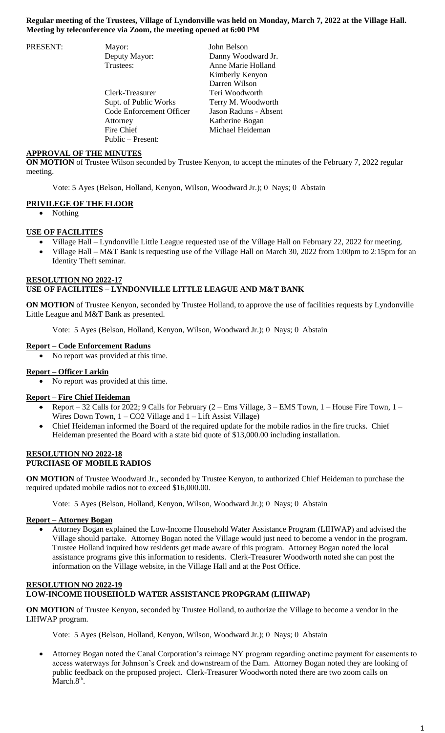**Regular meeting of the Trustees, Village of Lyndonville was held on Monday, March 7, 2022 at the Village Hall. Meeting by teleconference via Zoom, the meeting opened at 6:00 PM**

| PRESENT: | Mayor: | John Belson |
|---|---|---|
| | Deputy Mayor: | Danny Woodward Jr. |
| | Trustees: | Anne Marie Holland |
| | | Kimberly Kenyon |
| | | Darren Wilson |
| | Clerk-Treasurer | Teri Woodworth |
| | Supt. of Public Works | Terry M. Woodworth |
| | Code Enforcement Officer | Jason Raduns - Absent |
| | Attorney | Katherine Bogan |
| | Fire Chief | Michael Heideman |
| | Public – Present: | |

**APPROVAL OF THE MINUTES**

**ON MOTION** of Trustee Wilson seconded by Trustee Kenyon, to accept the minutes of the February 7, 2022 regular meeting.

Vote: 5 Ayes (Belson, Holland, Kenyon, Wilson, Woodward Jr.); 0 Nays; 0 Abstain

**PRIVILEGE OF THE FLOOR**

- Nothing

**USE OF FACILITIES**

- Village Hall – Lyndonville Little League requested use of the Village Hall on February 22, 2022 for meeting.
- Village Hall – M&T Bank is requesting use of the Village Hall on March 30, 2022 from 1:00pm to 2:15pm for an Identity Theft seminar.

**RESOLUTION NO 2022-17**
**USE OF FACILITIES – LYNDONVILLE LITTLE LEAGUE AND M&T BANK**

**ON MOTION** of Trustee Kenyon, seconded by Trustee Holland, to approve the use of facilities requests by Lyndonville Little League and M&T Bank as presented.

Vote: 5 Ayes (Belson, Holland, Kenyon, Wilson, Woodward Jr.); 0 Nays; 0 Abstain

**Report – Code Enforcement Raduns**

- No report was provided at this time.

**Report – Officer Larkin**

- No report was provided at this time.

**Report – Fire Chief Heideman**

- Report – 32 Calls for 2022; 9 Calls for February (2 – Ems Village, 3 – EMS Town, 1 – House Fire Town, 1 – Wires Down Town, 1 – CO2 Village and 1 – Lift Assist Village)
- Chief Heideman informed the Board of the required update for the mobile radios in the fire trucks. Chief Heideman presented the Board with a state bid quote of $13,000.00 including installation.

**RESOLUTION NO 2022-18**
**PURCHASE OF MOBILE RADIOS**

**ON MOTION** of Trustee Woodward Jr., seconded by Trustee Kenyon, to authorized Chief Heideman to purchase the required updated mobile radios not to exceed $16,000.00.

Vote: 5 Ayes (Belson, Holland, Kenyon, Wilson, Woodward Jr.); 0 Nays; 0 Abstain

**Report – Attorney Bogan**

- Attorney Bogan explained the Low-Income Household Water Assistance Program (LIHWAP) and advised the Village should partake. Attorney Bogan noted the Village would just need to become a vendor in the program. Trustee Holland inquired how residents get made aware of this program. Attorney Bogan noted the local assistance programs give this information to residents. Clerk-Treasurer Woodworth noted she can post the information on the Village website, in the Village Hall and at the Post Office.

**RESOLUTION NO 2022-19**
**LOW-INCOME HOUSEHOLD WATER ASSISTANCE PROPGRAM (LIHWAP)**

**ON MOTION** of Trustee Kenyon, seconded by Trustee Holland, to authorize the Village to become a vendor in the LIHWAP program.

Vote: 5 Ayes (Belson, Holland, Kenyon, Wilson, Woodward Jr.); 0 Nays; 0 Abstain

- Attorney Bogan noted the Canal Corporation's reimage NY program regarding onetime payment for easements to access waterways for Johnson's Creek and downstream of the Dam. Attorney Bogan noted they are looking of public feedback on the proposed project. Clerk-Treasurer Woodworth noted there are two zoom calls on March.8th.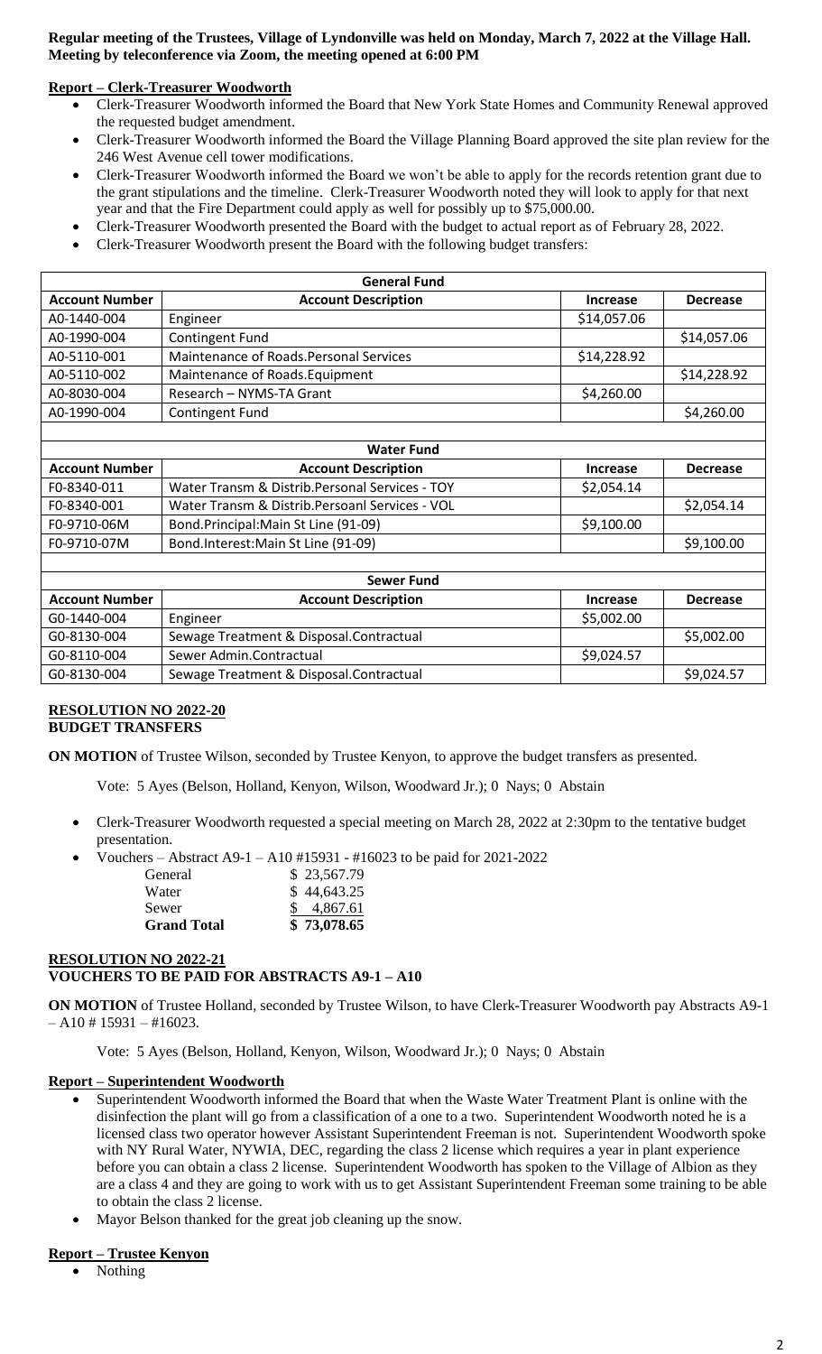**Regular meeting of the Trustees, Village of Lyndonville was held on Monday, March 7, 2022 at the Village Hall. Meeting by teleconference via Zoom, the meeting opened at 6:00 PM**

**Report – Clerk-Treasurer Woodworth**

- Clerk-Treasurer Woodworth informed the Board that New York State Homes and Community Renewal approved the requested budget amendment.
- Clerk-Treasurer Woodworth informed the Board the Village Planning Board approved the site plan review for the 246 West Avenue cell tower modifications.
- Clerk-Treasurer Woodworth informed the Board we won't be able to apply for the records retention grant due to the grant stipulations and the timeline. Clerk-Treasurer Woodworth noted they will look to apply for that next year and that the Fire Department could apply as well for possibly up to $75,000.00.
- Clerk-Treasurer Woodworth presented the Board with the budget to actual report as of February 28, 2022.
- Clerk-Treasurer Woodworth present the Board with the following budget transfers:

| **General Fund** | | | |
|---|---|---|---|
| **Account Number** | **Account Description** | **Increase** | **Decrease** |
| A0-1440-004 | Engineer | $14,057.06 | |
| A0-1990-004 | Contingent Fund | | $14,057.06 |
| A0-5110-001 | Maintenance of Roads.Personal Services | $14,228.92 | |
| A0-5110-002 | Maintenance of Roads.Equipment | | $14,228.92 |
| A0-8030-004 | Research – NYMS-TA Grant | $4,260.00 | |
| A0-1990-004 | Contingent Fund | | $4,260.00 |
| | | | |
| **Water Fund** | | | |
| **Account Number** | **Account Description** | **Increase** | **Decrease** |
| F0-8340-011 | Water Transm & Distrib.Personal Services - TOY | $2,054.14 | |
| F0-8340-001 | Water Transm & Distrib.Persoanl Services - VOL | | $2,054.14 |
| F0-9710-06M | Bond.Principal:Main St Line (91-09) | $9,100.00 | |
| F0-9710-07M | Bond.Interest:Main St Line (91-09) | | $9,100.00 |
| | | | |
| **Sewer Fund** | | | |
| **Account Number** | **Account Description** | **Increase** | **Decrease** |
| G0-1440-004 | Engineer | $5,002.00 | |
| G0-8130-004 | Sewage Treatment & Disposal.Contractual | | $5,002.00 |
| G0-8110-004 | Sewer Admin.Contractual | $9,024.57 | |
| G0-8130-004 | Sewage Treatment & Disposal.Contractual | | $9,024.57 |

**RESOLUTION NO 2022-20**
**BUDGET TRANSFERS**

**ON MOTION** of Trustee Wilson, seconded by Trustee Kenyon, to approve the budget transfers as presented.

Vote: 5 Ayes (Belson, Holland, Kenyon, Wilson, Woodward Jr.); 0 Nays; 0 Abstain

- Clerk-Treasurer Woodworth requested a special meeting on March 28, 2022 at 2:30pm to the tentative budget presentation.
- Vouchers – Abstract A9-1 – A10 #15931 - #16023 to be paid for 2021-2022

| | |
|---|---|
| General | $ 23,567.79 |
| Water | $ 44,643.25 |
| Sewer | $ 4,867.61 |
| **Grand Total** | **$ 73,078.65** |

**RESOLUTION NO 2022-21**
**VOUCHERS TO BE PAID FOR ABSTRACTS A9-1 – A10**

**ON MOTION** of Trustee Holland, seconded by Trustee Wilson, to have Clerk-Treasurer Woodworth pay Abstracts A9-1 – A10 # 15931 – #16023.

Vote: 5 Ayes (Belson, Holland, Kenyon, Wilson, Woodward Jr.); 0 Nays; 0 Abstain

**Report – Superintendent Woodworth**

- Superintendent Woodworth informed the Board that when the Waste Water Treatment Plant is online with the disinfection the plant will go from a classification of a one to a two. Superintendent Woodworth noted he is a licensed class two operator however Assistant Superintendent Freeman is not. Superintendent Woodworth spoke with NY Rural Water, NYWIA, DEC, regarding the class 2 license which requires a year in plant experience before you can obtain a class 2 license. Superintendent Woodworth has spoken to the Village of Albion as they are a class 4 and they are going to work with us to get Assistant Superintendent Freeman some training to be able to obtain the class 2 license.
- Mayor Belson thanked for the great job cleaning up the snow.

**Report – Trustee Kenyon**

- Nothing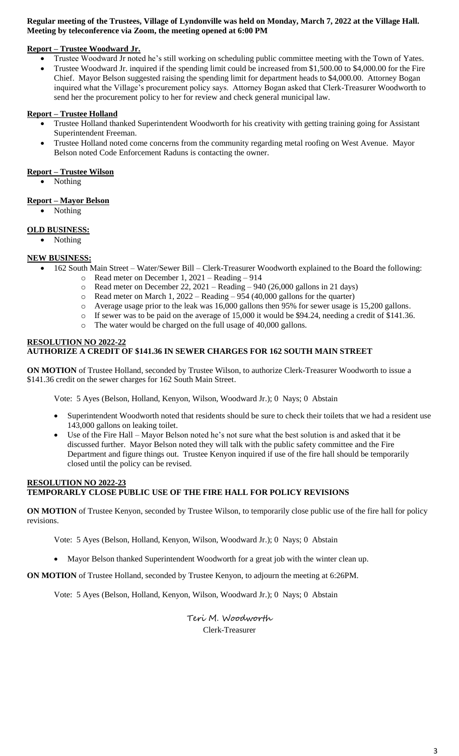**Regular meeting of the Trustees, Village of Lyndonville was held on Monday, March 7, 2022 at the Village Hall. Meeting by teleconference via Zoom, the meeting opened at 6:00 PM**

**Report – Trustee Woodward Jr.**

- Trustee Woodward Jr noted he's still working on scheduling public committee meeting with the Town of Yates.
- Trustee Woodward Jr. inquired if the spending limit could be increased from $1,500.00 to $4,000.00 for the Fire Chief. Mayor Belson suggested raising the spending limit for department heads to $4,000.00. Attorney Bogan inquired what the Village's procurement policy says. Attorney Bogan asked that Clerk-Treasurer Woodworth to send her the procurement policy to her for review and check general municipal law.

**Report – Trustee Holland**

- Trustee Holland thanked Superintendent Woodworth for his creativity with getting training going for Assistant Superintendent Freeman.
- Trustee Holland noted come concerns from the community regarding metal roofing on West Avenue. Mayor Belson noted Code Enforcement Raduns is contacting the owner.

**Report – Trustee Wilson**

- Nothing

**Report – Mayor Belson**

- Nothing

**OLD BUSINESS:**

- Nothing

**NEW BUSINESS:**

- 162 South Main Street – Water/Sewer Bill – Clerk-Treasurer Woodworth explained to the Board the following:
  - Read meter on December 1, 2021 – Reading – 914
  - Read meter on December 22, 2021 – Reading – 940 (26,000 gallons in 21 days)
  - Read meter on March 1, 2022 – Reading – 954 (40,000 gallons for the quarter)
  - Average usage prior to the leak was 16,000 gallons then 95% for sewer usage is 15,200 gallons.
  - If sewer was to be paid on the average of 15,000 it would be $94.24, needing a credit of $141.36.
  - The water would be charged on the full usage of 40,000 gallons.

**RESOLUTION NO 2022-22**
**AUTHORIZE A CREDIT OF $141.36 IN SEWER CHARGES FOR 162 SOUTH MAIN STREET**

**ON MOTION** of Trustee Holland, seconded by Trustee Wilson, to authorize Clerk-Treasurer Woodworth to issue a $141.36 credit on the sewer charges for 162 South Main Street.

Vote: 5 Ayes (Belson, Holland, Kenyon, Wilson, Woodward Jr.); 0 Nays; 0 Abstain

- Superintendent Woodworth noted that residents should be sure to check their toilets that we had a resident use 143,000 gallons on leaking toilet.
- Use of the Fire Hall – Mayor Belson noted he's not sure what the best solution is and asked that it be discussed further. Mayor Belson noted they will talk with the public safety committee and the Fire Department and figure things out. Trustee Kenyon inquired if use of the fire hall should be temporarily closed until the policy can be revised.

**RESOLUTION NO 2022-23**
**TEMPORARLY CLOSE PUBLIC USE OF THE FIRE HALL FOR POLICY REVISIONS**

**ON MOTION** of Trustee Kenyon, seconded by Trustee Wilson, to temporarily close public use of the fire hall for policy revisions.

Vote: 5 Ayes (Belson, Holland, Kenyon, Wilson, Woodward Jr.); 0 Nays; 0 Abstain

- Mayor Belson thanked Superintendent Woodworth for a great job with the winter clean up.

**ON MOTION** of Trustee Holland, seconded by Trustee Kenyon, to adjourn the meeting at 6:26PM.

Vote: 5 Ayes (Belson, Holland, Kenyon, Wilson, Woodward Jr.); 0 Nays; 0 Abstain

Teri M. Woodworth
Clerk-Treasurer